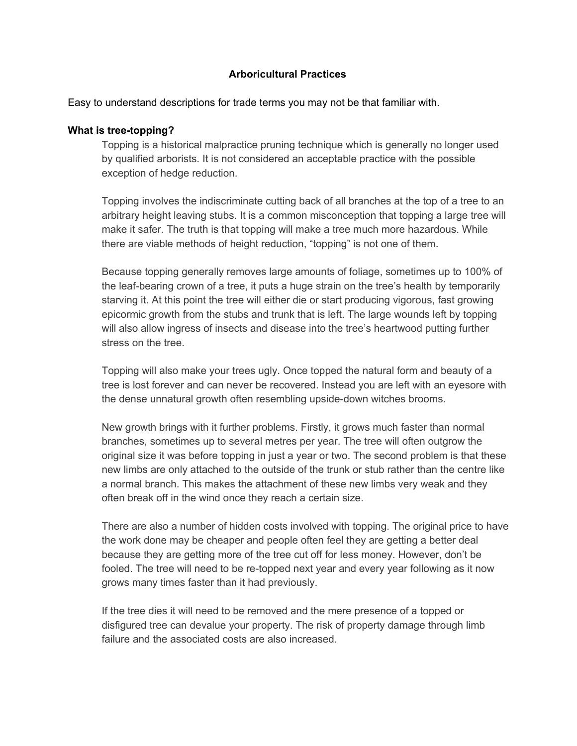# Arboricultural Practices

Easy to understand descriptions for trade terms you may not be that familiar with.

### What is tree-topping?

Topping is a historical malpractice pruning technique which is generally no longer used by qualified arborists. It is not considered an acceptable practice with the possible exception of hedge reduction.

Topping involves the indiscriminate cutting back of all branches at the top of a tree to an arbitrary height leaving stubs. It is a common misconception that topping a large tree will make it safer. The truth is that topping will make a tree much more hazardous. While there are viable methods of height reduction, "topping" is not one of them.

Because topping generally removes large amounts of foliage, sometimes up to 100% of the leaf-bearing crown of a tree, it puts a huge strain on the tree's health by temporarily starving it. At this point the tree will either die or start producing vigorous, fast growing epicormic growth from the stubs and trunk that is left. The large wounds left by topping will also allow ingress of insects and disease into the tree's heartwood putting further stress on the tree.

Topping will also make your trees ugly. Once topped the natural form and beauty of a tree is lost forever and can never be recovered. Instead you are left with an eyesore with the dense unnatural growth often resembling upside-down witches brooms.

New growth brings with it further problems. Firstly, it grows much faster than normal branches, sometimes up to several metres per year. The tree will often outgrow the original size it was before topping in just a year or two. The second problem is that these new limbs are only attached to the outside of the trunk or stub rather than the centre like a normal branch. This makes the attachment of these new limbs very weak and they often break off in the wind once they reach a certain size.

There are also a number of hidden costs involved with topping. The original price to have the work done may be cheaper and people often feel they are getting a better deal because they are getting more of the tree cut off for less money. However, don't be fooled. The tree will need to be re-topped next year and every year following as it now grows many times faster than it had previously.

If the tree dies it will need to be removed and the mere presence of a topped or disfigured tree can devalue your property. The risk of property damage through limb failure and the associated costs are also increased.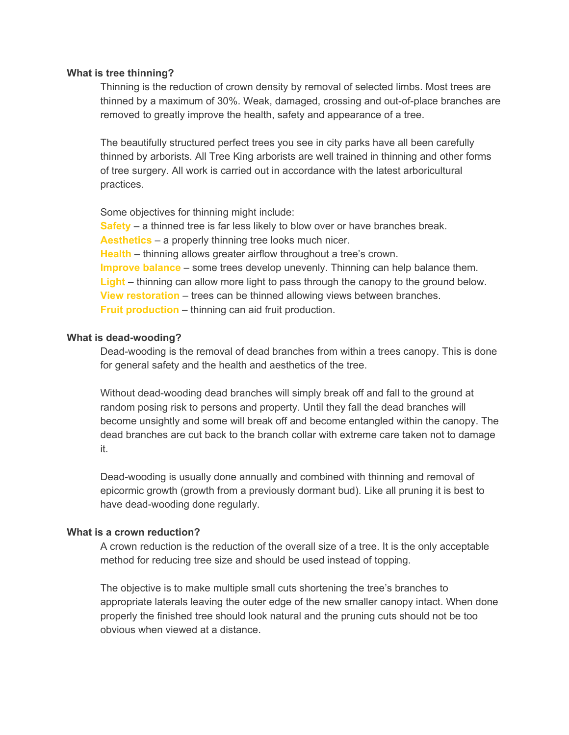### What is tree thinning?

Thinning is the reduction of crown density by removal of selected limbs. Most trees are thinned by a maximum of 30%. Weak, damaged, crossing and out-of-place branches are removed to greatly improve the health, safety and appearance of a tree.

The beautifully structured perfect trees you see in city parks have all been carefully thinned by arborists. All Tree King arborists are well trained in thinning and other forms of tree surgery. All work is carried out in accordance with the latest arboricultural practices.

Some objectives for thinning might include:
**Safety** – a thinned tree is far less likely to blow over or have branches break.
**Aesthetics** – a properly thinning tree looks much nicer.
**Health** – thinning allows greater airflow throughout a tree's crown.
**Improve balance** – some trees develop unevenly. Thinning can help balance them.
**Light** – thinning can allow more light to pass through the canopy to the ground below.
**View restoration** – trees can be thinned allowing views between branches.
**Fruit production** – thinning can aid fruit production.

### What is dead-wooding?

Dead-wooding is the removal of dead branches from within a trees canopy. This is done for general safety and the health and aesthetics of the tree.

Without dead-wooding dead branches will simply break off and fall to the ground at random posing risk to persons and property. Until they fall the dead branches will become unsightly and some will break off and become entangled within the canopy. The dead branches are cut back to the branch collar with extreme care taken not to damage it.

Dead-wooding is usually done annually and combined with thinning and removal of epicormic growth (growth from a previously dormant bud). Like all pruning it is best to have dead-wooding done regularly.

### What is a crown reduction?

A crown reduction is the reduction of the overall size of a tree. It is the only acceptable method for reducing tree size and should be used instead of topping.

The objective is to make multiple small cuts shortening the tree's branches to appropriate laterals leaving the outer edge of the new smaller canopy intact. When done properly the finished tree should look natural and the pruning cuts should not be too obvious when viewed at a distance.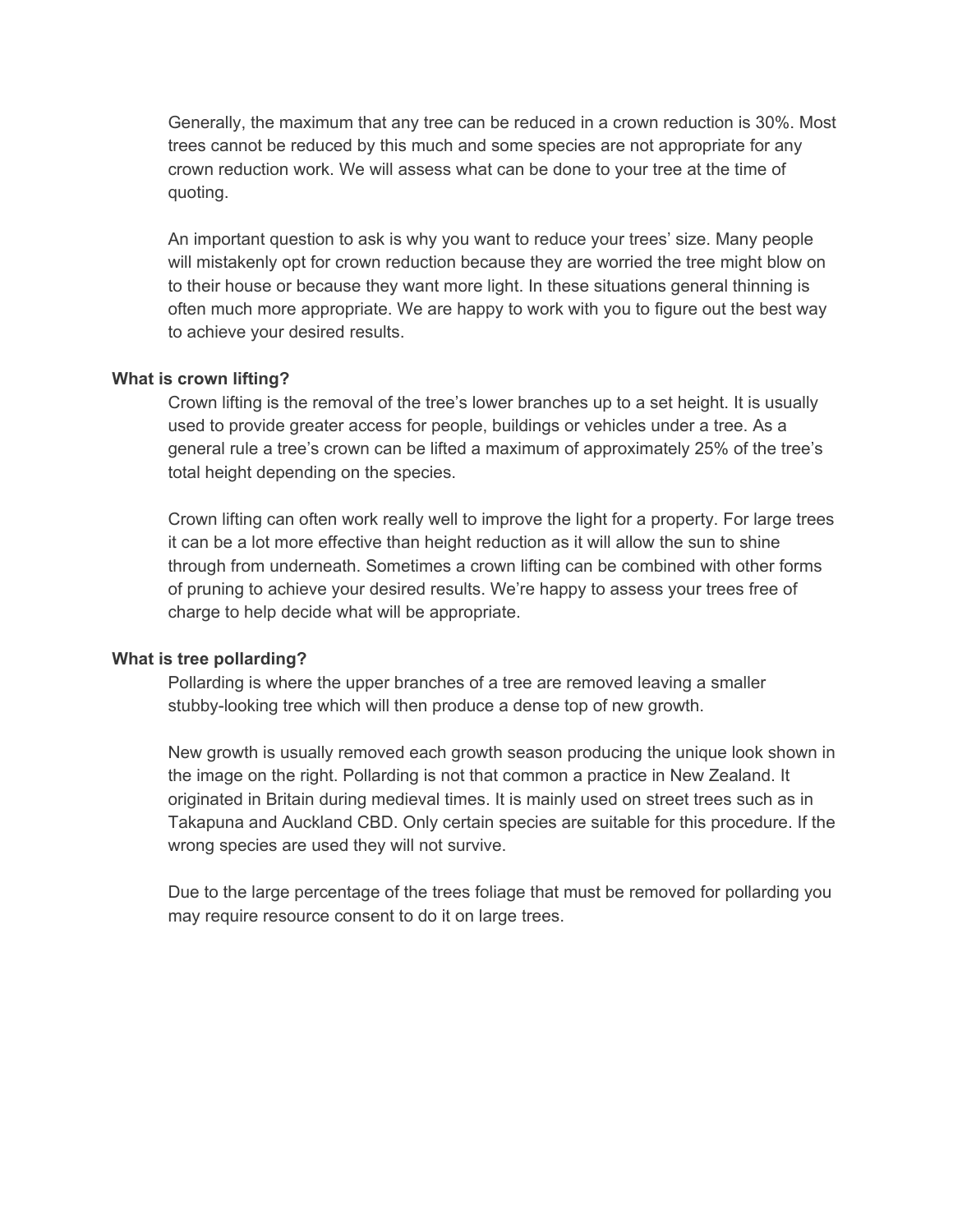Generally, the maximum that any tree can be reduced in a crown reduction is 30%. Most trees cannot be reduced by this much and some species are not appropriate for any crown reduction work. We will assess what can be done to your tree at the time of quoting.

An important question to ask is why you want to reduce your trees' size. Many people will mistakenly opt for crown reduction because they are worried the tree might blow on to their house or because they want more light. In these situations general thinning is often much more appropriate. We are happy to work with you to figure out the best way to achieve your desired results.

### What is crown lifting?

Crown lifting is the removal of the tree's lower branches up to a set height. It is usually used to provide greater access for people, buildings or vehicles under a tree. As a general rule a tree's crown can be lifted a maximum of approximately 25% of the tree's total height depending on the species.

Crown lifting can often work really well to improve the light for a property. For large trees it can be a lot more effective than height reduction as it will allow the sun to shine through from underneath. Sometimes a crown lifting can be combined with other forms of pruning to achieve your desired results. We're happy to assess your trees free of charge to help decide what will be appropriate.

### What is tree pollarding?

Pollarding is where the upper branches of a tree are removed leaving a smaller stubby-looking tree which will then produce a dense top of new growth.

New growth is usually removed each growth season producing the unique look shown in the image on the right. Pollarding is not that common a practice in New Zealand. It originated in Britain during medieval times. It is mainly used on street trees such as in Takapuna and Auckland CBD. Only certain species are suitable for this procedure. If the wrong species are used they will not survive.

Due to the large percentage of the trees foliage that must be removed for pollarding you may require resource consent to do it on large trees.